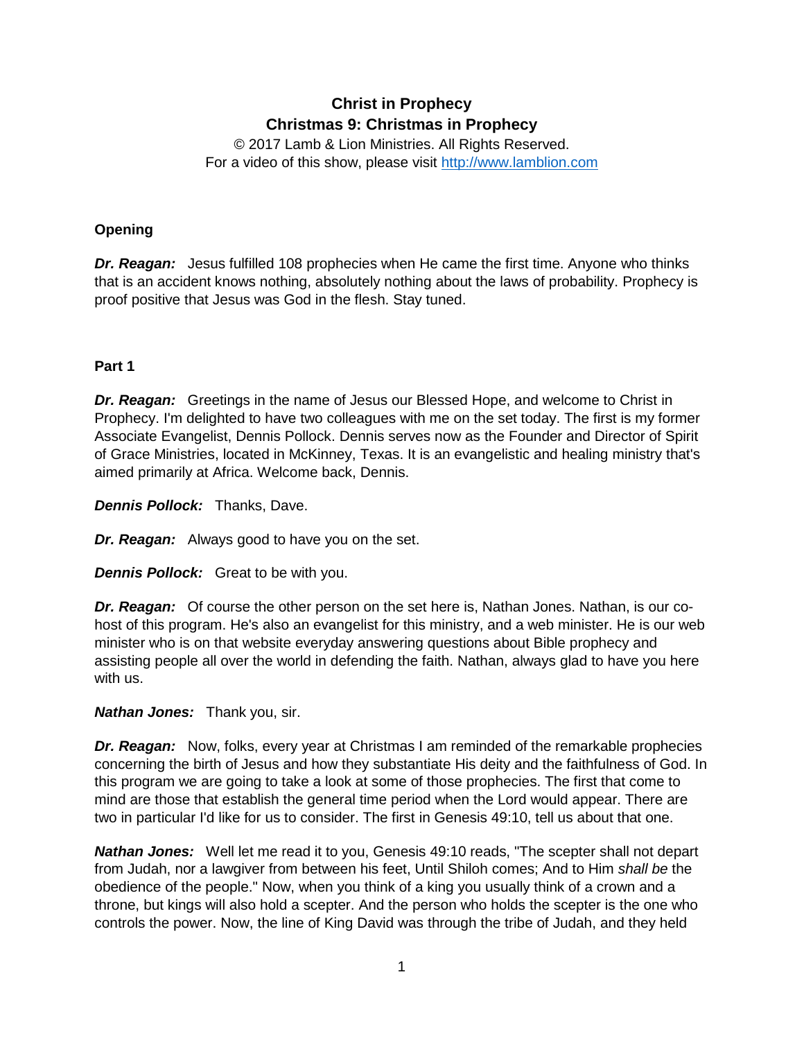# Christ in Prophecy
## Christmas 9: Christmas in Prophecy

© 2017 Lamb & Lion Ministries. All Rights Reserved.
For a video of this show, please visit http://www.lamblion.com

### Opening

***Dr. Reagan:*** Jesus fulfilled 108 prophecies when He came the first time. Anyone who thinks that is an accident knows nothing, absolutely nothing about the laws of probability. Prophecy is proof positive that Jesus was God in the flesh. Stay tuned.

### Part 1

***Dr. Reagan:*** Greetings in the name of Jesus our Blessed Hope, and welcome to Christ in Prophecy. I'm delighted to have two colleagues with me on the set today. The first is my former Associate Evangelist, Dennis Pollock. Dennis serves now as the Founder and Director of Spirit of Grace Ministries, located in McKinney, Texas. It is an evangelistic and healing ministry that's aimed primarily at Africa. Welcome back, Dennis.

***Dennis Pollock:*** Thanks, Dave.

***Dr. Reagan:*** Always good to have you on the set.

***Dennis Pollock:*** Great to be with you.

***Dr. Reagan:*** Of course the other person on the set here is, Nathan Jones. Nathan, is our co-host of this program. He's also an evangelist for this ministry, and a web minister. He is our web minister who is on that website everyday answering questions about Bible prophecy and assisting people all over the world in defending the faith. Nathan, always glad to have you here with us.

***Nathan Jones:*** Thank you, sir.

***Dr. Reagan:*** Now, folks, every year at Christmas I am reminded of the remarkable prophecies concerning the birth of Jesus and how they substantiate His deity and the faithfulness of God. In this program we are going to take a look at some of those prophecies. The first that come to mind are those that establish the general time period when the Lord would appear. There are two in particular I'd like for us to consider. The first in Genesis 49:10, tell us about that one.

***Nathan Jones:*** Well let me read it to you, Genesis 49:10 reads, "The scepter shall not depart from Judah, nor a lawgiver from between his feet, Until Shiloh comes; And to Him *shall be* the obedience of the people." Now, when you think of a king you usually think of a crown and a throne, but kings will also hold a scepter. And the person who holds the scepter is the one who controls the power. Now, the line of King David was through the tribe of Judah, and they held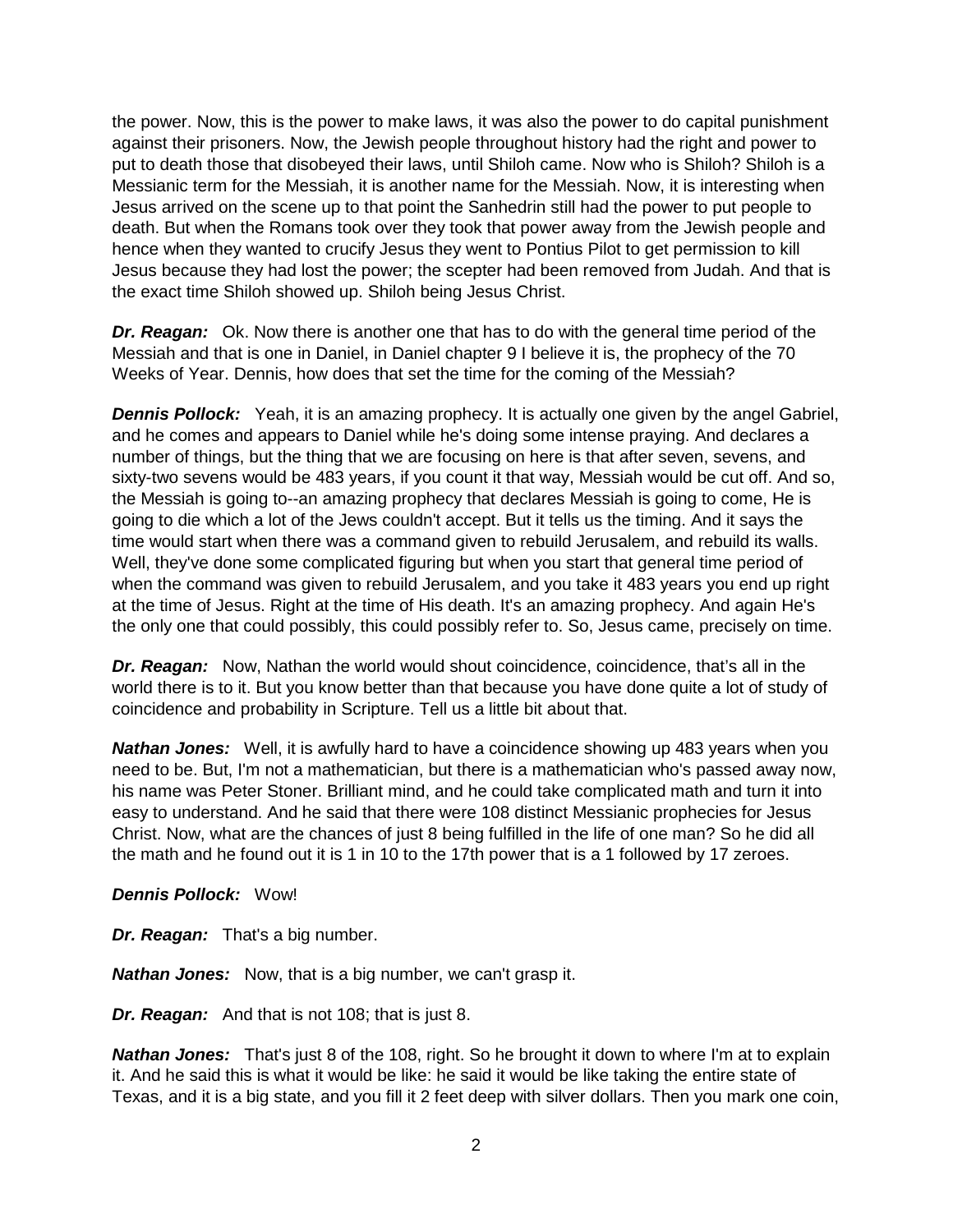the power. Now, this is the power to make laws, it was also the power to do capital punishment against their prisoners. Now, the Jewish people throughout history had the right and power to put to death those that disobeyed their laws, until Shiloh came. Now who is Shiloh? Shiloh is a Messianic term for the Messiah, it is another name for the Messiah. Now, it is interesting when Jesus arrived on the scene up to that point the Sanhedrin still had the power to put people to death. But when the Romans took over they took that power away from the Jewish people and hence when they wanted to crucify Jesus they went to Pontius Pilot to get permission to kill Jesus because they had lost the power; the scepter had been removed from Judah. And that is the exact time Shiloh showed up. Shiloh being Jesus Christ.

***Dr. Reagan:*** Ok. Now there is another one that has to do with the general time period of the Messiah and that is one in Daniel, in Daniel chapter 9 I believe it is, the prophecy of the 70 Weeks of Year. Dennis, how does that set the time for the coming of the Messiah?

***Dennis Pollock:*** Yeah, it is an amazing prophecy. It is actually one given by the angel Gabriel, and he comes and appears to Daniel while he's doing some intense praying. And declares a number of things, but the thing that we are focusing on here is that after seven, sevens, and sixty-two sevens would be 483 years, if you count it that way, Messiah would be cut off. And so, the Messiah is going to--an amazing prophecy that declares Messiah is going to come, He is going to die which a lot of the Jews couldn't accept. But it tells us the timing. And it says the time would start when there was a command given to rebuild Jerusalem, and rebuild its walls. Well, they've done some complicated figuring but when you start that general time period of when the command was given to rebuild Jerusalem, and you take it 483 years you end up right at the time of Jesus. Right at the time of His death. It's an amazing prophecy. And again He's the only one that could possibly, this could possibly refer to. So, Jesus came, precisely on time.

***Dr. Reagan:*** Now, Nathan the world would shout coincidence, coincidence, that's all in the world there is to it. But you know better than that because you have done quite a lot of study of coincidence and probability in Scripture. Tell us a little bit about that.

***Nathan Jones:*** Well, it is awfully hard to have a coincidence showing up 483 years when you need to be. But, I'm not a mathematician, but there is a mathematician who's passed away now, his name was Peter Stoner. Brilliant mind, and he could take complicated math and turn it into easy to understand. And he said that there were 108 distinct Messianic prophecies for Jesus Christ. Now, what are the chances of just 8 being fulfilled in the life of one man? So he did all the math and he found out it is 1 in 10 to the 17th power that is a 1 followed by 17 zeroes.

***Dennis Pollock:*** Wow!

***Dr. Reagan:*** That's a big number.

***Nathan Jones:*** Now, that is a big number, we can't grasp it.

***Dr. Reagan:*** And that is not 108; that is just 8.

***Nathan Jones:*** That's just 8 of the 108, right. So he brought it down to where I'm at to explain it. And he said this is what it would be like: he said it would be like taking the entire state of Texas, and it is a big state, and you fill it 2 feet deep with silver dollars. Then you mark one coin,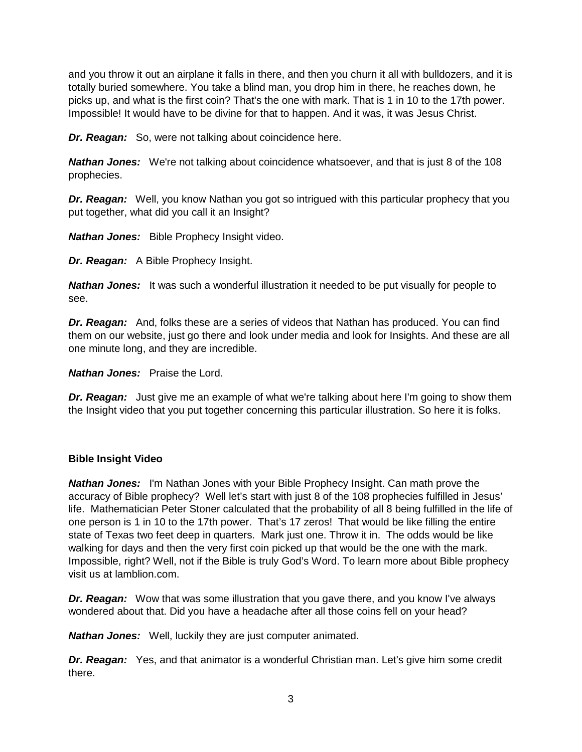and you throw it out an airplane it falls in there, and then you churn it all with bulldozers, and it is totally buried somewhere. You take a blind man, you drop him in there, he reaches down, he picks up, and what is the first coin? That's the one with mark. That is 1 in 10 to the 17th power. Impossible! It would have to be divine for that to happen. And it was, it was Jesus Christ.

***Dr. Reagan:*** So, were not talking about coincidence here.

***Nathan Jones:*** We're not talking about coincidence whatsoever, and that is just 8 of the 108 prophecies.

***Dr. Reagan:*** Well, you know Nathan you got so intrigued with this particular prophecy that you put together, what did you call it an Insight?

***Nathan Jones:*** Bible Prophecy Insight video.

***Dr. Reagan:*** A Bible Prophecy Insight.

***Nathan Jones:*** It was such a wonderful illustration it needed to be put visually for people to see.

***Dr. Reagan:*** And, folks these are a series of videos that Nathan has produced. You can find them on our website, just go there and look under media and look for Insights. And these are all one minute long, and they are incredible.

***Nathan Jones:*** Praise the Lord.

***Dr. Reagan:*** Just give me an example of what we're talking about here I'm going to show them the Insight video that you put together concerning this particular illustration. So here it is folks.

**Bible Insight Video**

***Nathan Jones:*** I'm Nathan Jones with your Bible Prophecy Insight. Can math prove the accuracy of Bible prophecy? Well let's start with just 8 of the 108 prophecies fulfilled in Jesus' life. Mathematician Peter Stoner calculated that the probability of all 8 being fulfilled in the life of one person is 1 in 10 to the 17th power. That's 17 zeros! That would be like filling the entire state of Texas two feet deep in quarters. Mark just one. Throw it in. The odds would be like walking for days and then the very first coin picked up that would be the one with the mark. Impossible, right? Well, not if the Bible is truly God's Word. To learn more about Bible prophecy visit us at lamblion.com.

***Dr. Reagan:*** Wow that was some illustration that you gave there, and you know I've always wondered about that. Did you have a headache after all those coins fell on your head?

***Nathan Jones:*** Well, luckily they are just computer animated.

***Dr. Reagan:*** Yes, and that animator is a wonderful Christian man. Let's give him some credit there.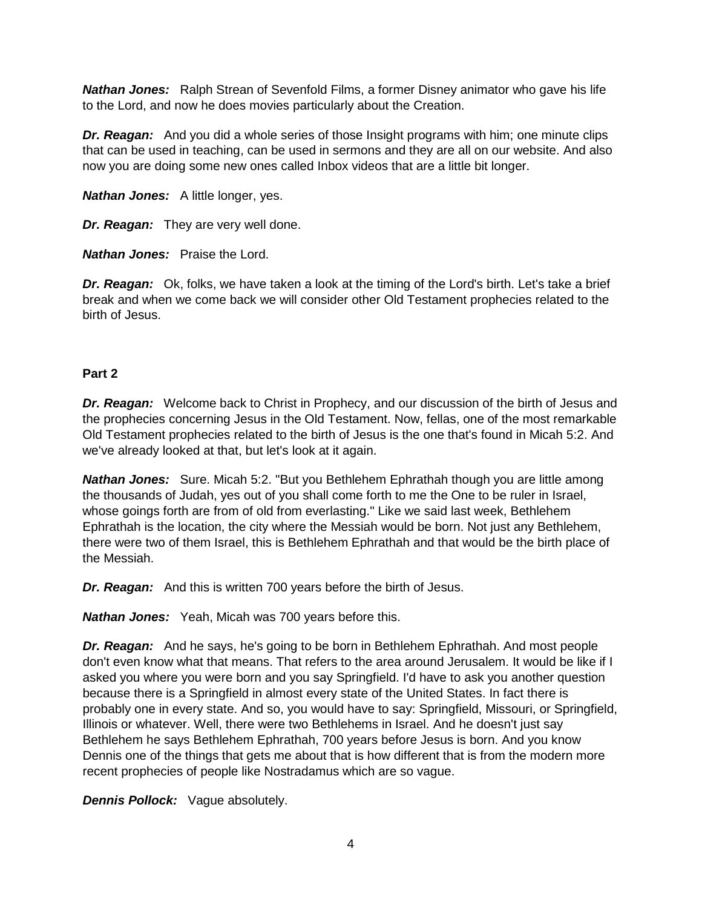***Nathan Jones:*** Ralph Strean of Sevenfold Films, a former Disney animator who gave his life to the Lord, and now he does movies particularly about the Creation.

***Dr. Reagan:*** And you did a whole series of those Insight programs with him; one minute clips that can be used in teaching, can be used in sermons and they are all on our website. And also now you are doing some new ones called Inbox videos that are a little bit longer.

***Nathan Jones:*** A little longer, yes.

***Dr. Reagan:*** They are very well done.

***Nathan Jones:*** Praise the Lord.

***Dr. Reagan:*** Ok, folks, we have taken a look at the timing of the Lord's birth. Let's take a brief break and when we come back we will consider other Old Testament prophecies related to the birth of Jesus.

**Part 2**

***Dr. Reagan:*** Welcome back to Christ in Prophecy, and our discussion of the birth of Jesus and the prophecies concerning Jesus in the Old Testament. Now, fellas, one of the most remarkable Old Testament prophecies related to the birth of Jesus is the one that's found in Micah 5:2. And we've already looked at that, but let's look at it again.

***Nathan Jones:*** Sure. Micah 5:2. "But you Bethlehem Ephrathah though you are little among the thousands of Judah, yes out of you shall come forth to me the One to be ruler in Israel, whose goings forth are from of old from everlasting." Like we said last week, Bethlehem Ephrathah is the location, the city where the Messiah would be born. Not just any Bethlehem, there were two of them Israel, this is Bethlehem Ephrathah and that would be the birth place of the Messiah.

***Dr. Reagan:*** And this is written 700 years before the birth of Jesus.

***Nathan Jones:*** Yeah, Micah was 700 years before this.

***Dr. Reagan:*** And he says, he's going to be born in Bethlehem Ephrathah. And most people don't even know what that means. That refers to the area around Jerusalem. It would be like if I asked you where you were born and you say Springfield. I'd have to ask you another question because there is a Springfield in almost every state of the United States. In fact there is probably one in every state. And so, you would have to say: Springfield, Missouri, or Springfield, Illinois or whatever. Well, there were two Bethlehems in Israel. And he doesn't just say Bethlehem he says Bethlehem Ephrathah, 700 years before Jesus is born. And you know Dennis one of the things that gets me about that is how different that is from the modern more recent prophecies of people like Nostradamus which are so vague.

***Dennis Pollock:*** Vague absolutely.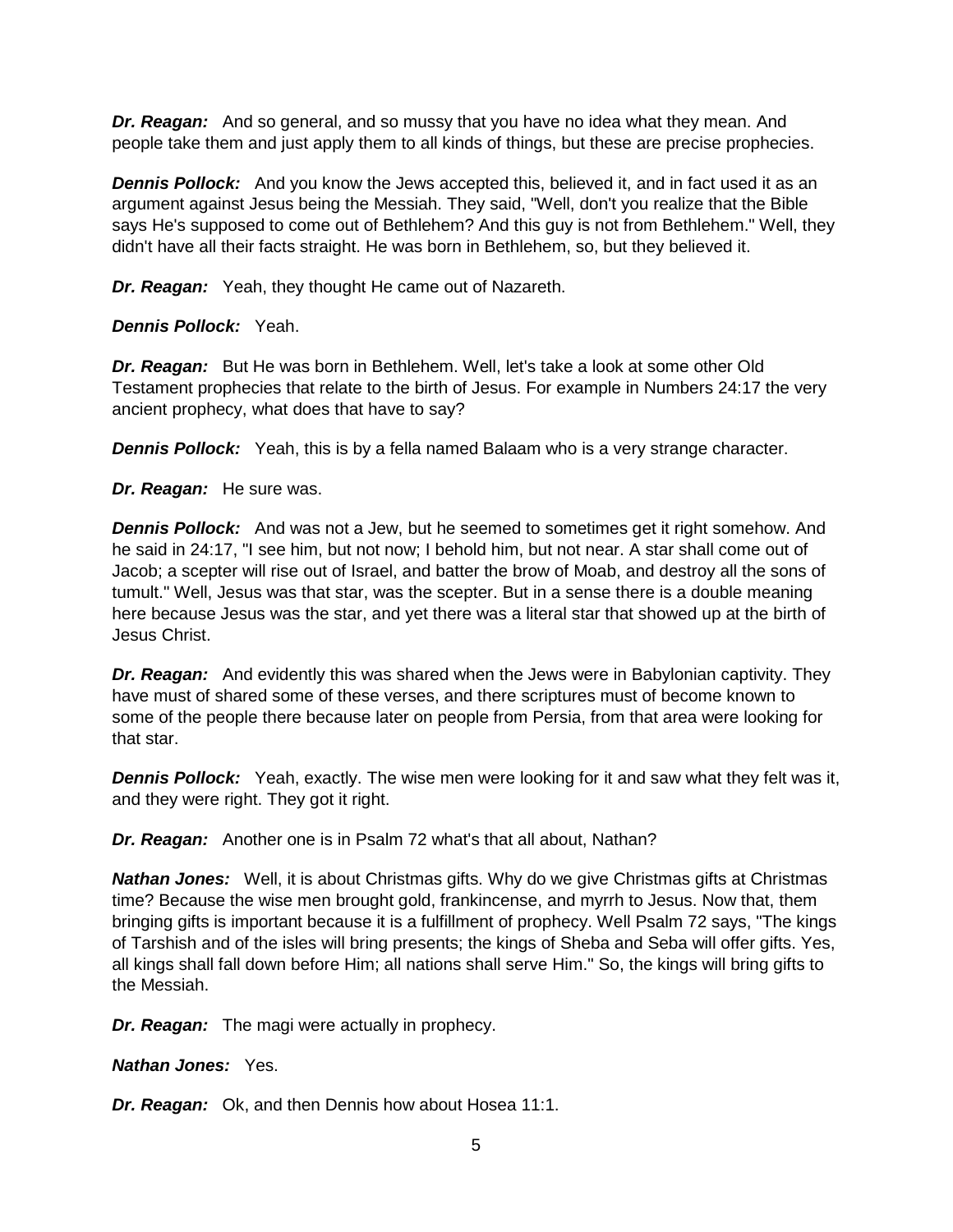***Dr. Reagan:*** And so general, and so mussy that you have no idea what they mean. And people take them and just apply them to all kinds of things, but these are precise prophecies.

***Dennis Pollock:*** And you know the Jews accepted this, believed it, and in fact used it as an argument against Jesus being the Messiah. They said, "Well, don't you realize that the Bible says He's supposed to come out of Bethlehem? And this guy is not from Bethlehem." Well, they didn't have all their facts straight. He was born in Bethlehem, so, but they believed it.

***Dr. Reagan:*** Yeah, they thought He came out of Nazareth.

***Dennis Pollock:*** Yeah.

***Dr. Reagan:*** But He was born in Bethlehem. Well, let's take a look at some other Old Testament prophecies that relate to the birth of Jesus. For example in Numbers 24:17 the very ancient prophecy, what does that have to say?

***Dennis Pollock:*** Yeah, this is by a fella named Balaam who is a very strange character.

***Dr. Reagan:*** He sure was.

***Dennis Pollock:*** And was not a Jew, but he seemed to sometimes get it right somehow. And he said in 24:17, "I see him, but not now; I behold him, but not near. A star shall come out of Jacob; a scepter will rise out of Israel, and batter the brow of Moab, and destroy all the sons of tumult." Well, Jesus was that star, was the scepter. But in a sense there is a double meaning here because Jesus was the star, and yet there was a literal star that showed up at the birth of Jesus Christ.

***Dr. Reagan:*** And evidently this was shared when the Jews were in Babylonian captivity. They have must of shared some of these verses, and there scriptures must of become known to some of the people there because later on people from Persia, from that area were looking for that star.

***Dennis Pollock:*** Yeah, exactly. The wise men were looking for it and saw what they felt was it, and they were right. They got it right.

***Dr. Reagan:*** Another one is in Psalm 72 what's that all about, Nathan?

***Nathan Jones:*** Well, it is about Christmas gifts. Why do we give Christmas gifts at Christmas time? Because the wise men brought gold, frankincense, and myrrh to Jesus. Now that, them bringing gifts is important because it is a fulfillment of prophecy. Well Psalm 72 says, "The kings of Tarshish and of the isles will bring presents; the kings of Sheba and Seba will offer gifts. Yes, all kings shall fall down before Him; all nations shall serve Him." So, the kings will bring gifts to the Messiah.

***Dr. Reagan:*** The magi were actually in prophecy.

***Nathan Jones:*** Yes.

***Dr. Reagan:*** Ok, and then Dennis how about Hosea 11:1.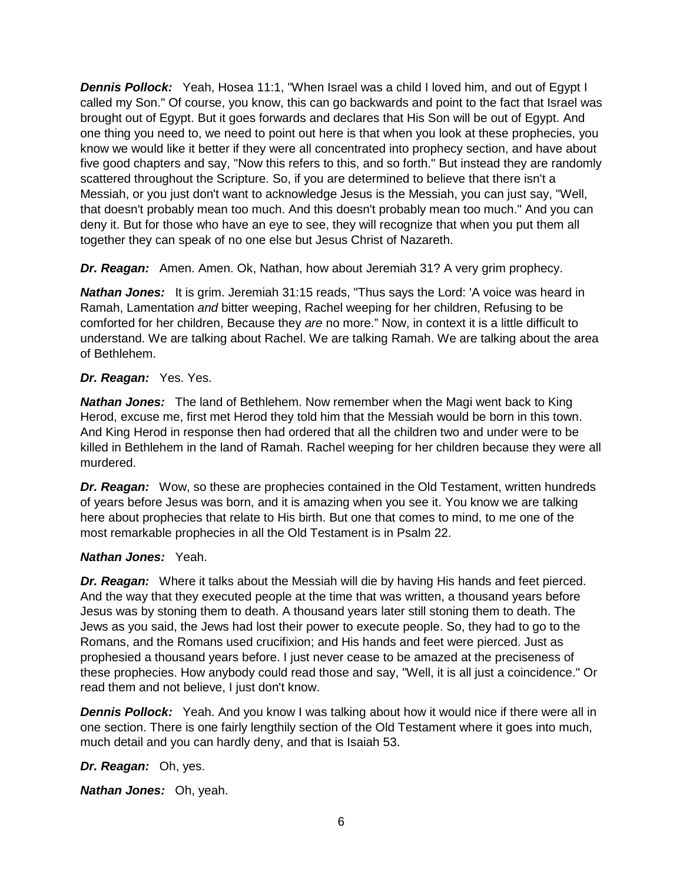***Dennis Pollock:*** Yeah, Hosea 11:1, "When Israel was a child I loved him, and out of Egypt I called my Son." Of course, you know, this can go backwards and point to the fact that Israel was brought out of Egypt. But it goes forwards and declares that His Son will be out of Egypt. And one thing you need to, we need to point out here is that when you look at these prophecies, you know we would like it better if they were all concentrated into prophecy section, and have about five good chapters and say, "Now this refers to this, and so forth." But instead they are randomly scattered throughout the Scripture. So, if you are determined to believe that there isn't a Messiah, or you just don't want to acknowledge Jesus is the Messiah, you can just say, "Well, that doesn't probably mean too much. And this doesn't probably mean too much." And you can deny it. But for those who have an eye to see, they will recognize that when you put them all together they can speak of no one else but Jesus Christ of Nazareth.

***Dr. Reagan:*** Amen. Amen. Ok, Nathan, how about Jeremiah 31? A very grim prophecy.

***Nathan Jones:*** It is grim. Jeremiah 31:15 reads, "Thus says the Lord: 'A voice was heard in Ramah, Lamentation *and* bitter weeping, Rachel weeping for her children, Refusing to be comforted for her children, Because they *are* no more." Now, in context it is a little difficult to understand. We are talking about Rachel. We are talking Ramah. We are talking about the area of Bethlehem.

***Dr. Reagan:*** Yes. Yes.

***Nathan Jones:*** The land of Bethlehem. Now remember when the Magi went back to King Herod, excuse me, first met Herod they told him that the Messiah would be born in this town. And King Herod in response then had ordered that all the children two and under were to be killed in Bethlehem in the land of Ramah. Rachel weeping for her children because they were all murdered.

***Dr. Reagan:*** Wow, so these are prophecies contained in the Old Testament, written hundreds of years before Jesus was born, and it is amazing when you see it. You know we are talking here about prophecies that relate to His birth. But one that comes to mind, to me one of the most remarkable prophecies in all the Old Testament is in Psalm 22.

***Nathan Jones:*** Yeah.

***Dr. Reagan:*** Where it talks about the Messiah will die by having His hands and feet pierced. And the way that they executed people at the time that was written, a thousand years before Jesus was by stoning them to death. A thousand years later still stoning them to death. The Jews as you said, the Jews had lost their power to execute people. So, they had to go to the Romans, and the Romans used crucifixion; and His hands and feet were pierced. Just as prophesied a thousand years before. I just never cease to be amazed at the preciseness of these prophecies. How anybody could read those and say, "Well, it is all just a coincidence." Or read them and not believe, I just don't know.

***Dennis Pollock:*** Yeah. And you know I was talking about how it would nice if there were all in one section. There is one fairly lengthily section of the Old Testament where it goes into much, much detail and you can hardly deny, and that is Isaiah 53.

***Dr. Reagan:*** Oh, yes.

***Nathan Jones:*** Oh, yeah.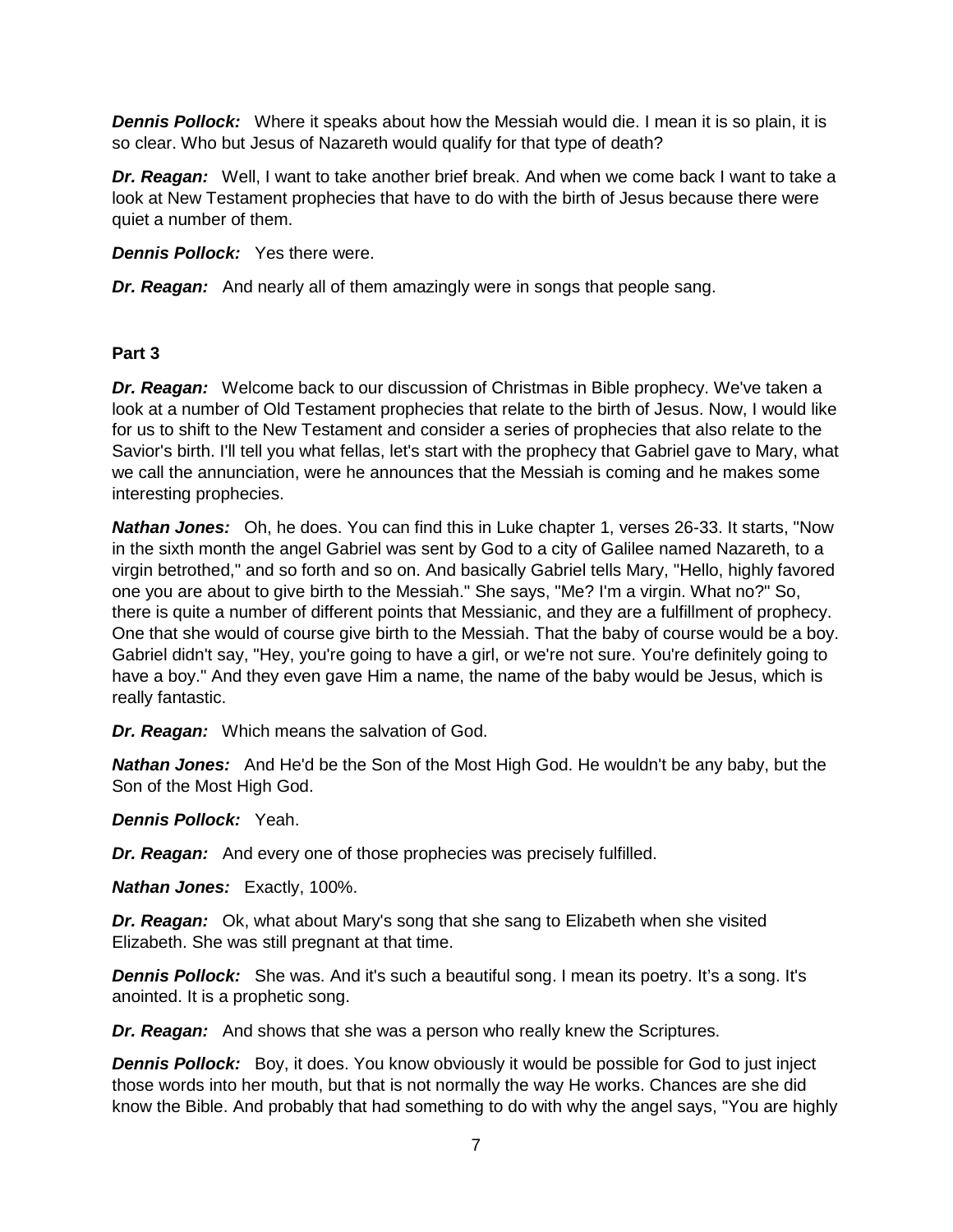***Dennis Pollock:*** Where it speaks about how the Messiah would die. I mean it is so plain, it is so clear. Who but Jesus of Nazareth would qualify for that type of death?

***Dr. Reagan:*** Well, I want to take another brief break. And when we come back I want to take a look at New Testament prophecies that have to do with the birth of Jesus because there were quiet a number of them.

***Dennis Pollock:*** Yes there were.

***Dr. Reagan:*** And nearly all of them amazingly were in songs that people sang.

**Part 3**

***Dr. Reagan:*** Welcome back to our discussion of Christmas in Bible prophecy. We've taken a look at a number of Old Testament prophecies that relate to the birth of Jesus. Now, I would like for us to shift to the New Testament and consider a series of prophecies that also relate to the Savior's birth. I'll tell you what fellas, let's start with the prophecy that Gabriel gave to Mary, what we call the annunciation, were he announces that the Messiah is coming and he makes some interesting prophecies.

***Nathan Jones:*** Oh, he does. You can find this in Luke chapter 1, verses 26-33. It starts, "Now in the sixth month the angel Gabriel was sent by God to a city of Galilee named Nazareth, to a virgin betrothed," and so forth and so on. And basically Gabriel tells Mary, "Hello, highly favored one you are about to give birth to the Messiah." She says, "Me? I'm a virgin. What no?" So, there is quite a number of different points that Messianic, and they are a fulfillment of prophecy. One that she would of course give birth to the Messiah. That the baby of course would be a boy. Gabriel didn't say, "Hey, you're going to have a girl, or we're not sure. You're definitely going to have a boy." And they even gave Him a name, the name of the baby would be Jesus, which is really fantastic.

***Dr. Reagan:*** Which means the salvation of God.

***Nathan Jones:*** And He'd be the Son of the Most High God. He wouldn't be any baby, but the Son of the Most High God.

***Dennis Pollock:*** Yeah.

***Dr. Reagan:*** And every one of those prophecies was precisely fulfilled.

***Nathan Jones:*** Exactly, 100%.

***Dr. Reagan:*** Ok, what about Mary's song that she sang to Elizabeth when she visited Elizabeth. She was still pregnant at that time.

***Dennis Pollock:*** She was. And it's such a beautiful song. I mean its poetry. It's a song. It's anointed. It is a prophetic song.

***Dr. Reagan:*** And shows that she was a person who really knew the Scriptures.

***Dennis Pollock:*** Boy, it does. You know obviously it would be possible for God to just inject those words into her mouth, but that is not normally the way He works. Chances are she did know the Bible. And probably that had something to do with why the angel says, "You are highly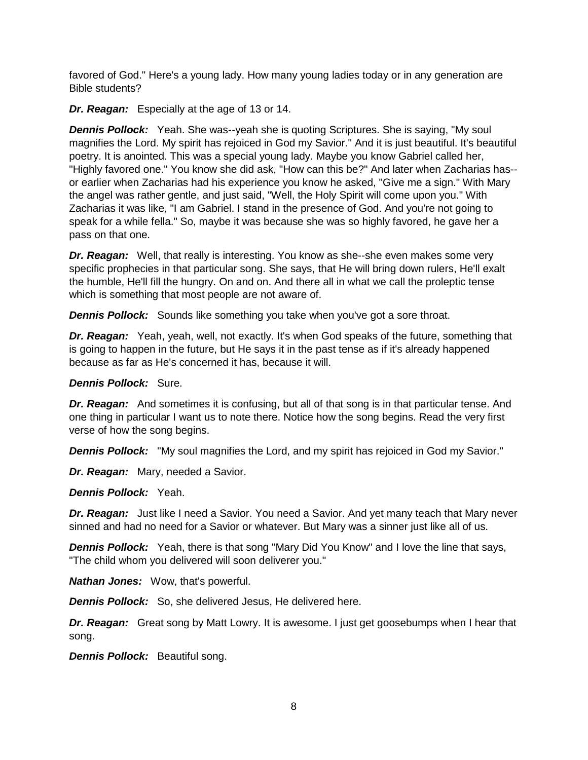favored of God." Here's a young lady. How many young ladies today or in any generation are Bible students?

***Dr. Reagan:*** Especially at the age of 13 or 14.

***Dennis Pollock:*** Yeah. She was--yeah she is quoting Scriptures. She is saying, "My soul magnifies the Lord. My spirit has rejoiced in God my Savior." And it is just beautiful. It's beautiful poetry. It is anointed. This was a special young lady. Maybe you know Gabriel called her, "Highly favored one." You know she did ask, "How can this be?" And later when Zacharias has--or earlier when Zacharias had his experience you know he asked, "Give me a sign." With Mary the angel was rather gentle, and just said, "Well, the Holy Spirit will come upon you." With Zacharias it was like, "I am Gabriel. I stand in the presence of God. And you're not going to speak for a while fella." So, maybe it was because she was so highly favored, he gave her a pass on that one.

***Dr. Reagan:*** Well, that really is interesting. You know as she--she even makes some very specific prophecies in that particular song. She says, that He will bring down rulers, He'll exalt the humble, He'll fill the hungry. On and on. And there all in what we call the proleptic tense which is something that most people are not aware of.

***Dennis Pollock:*** Sounds like something you take when you've got a sore throat.

***Dr. Reagan:*** Yeah, yeah, well, not exactly. It's when God speaks of the future, something that is going to happen in the future, but He says it in the past tense as if it's already happened because as far as He's concerned it has, because it will.

***Dennis Pollock:*** Sure.

***Dr. Reagan:*** And sometimes it is confusing, but all of that song is in that particular tense. And one thing in particular I want us to note there. Notice how the song begins. Read the very first verse of how the song begins.

***Dennis Pollock:*** "My soul magnifies the Lord, and my spirit has rejoiced in God my Savior."

***Dr. Reagan:*** Mary, needed a Savior.

***Dennis Pollock:*** Yeah.

***Dr. Reagan:*** Just like I need a Savior. You need a Savior. And yet many teach that Mary never sinned and had no need for a Savior or whatever. But Mary was a sinner just like all of us.

***Dennis Pollock:*** Yeah, there is that song "Mary Did You Know" and I love the line that says, "The child whom you delivered will soon deliverer you."

***Nathan Jones:*** Wow, that's powerful.

***Dennis Pollock:*** So, she delivered Jesus, He delivered here.

***Dr. Reagan:*** Great song by Matt Lowry. It is awesome. I just get goosebumps when I hear that song.

***Dennis Pollock:*** Beautiful song.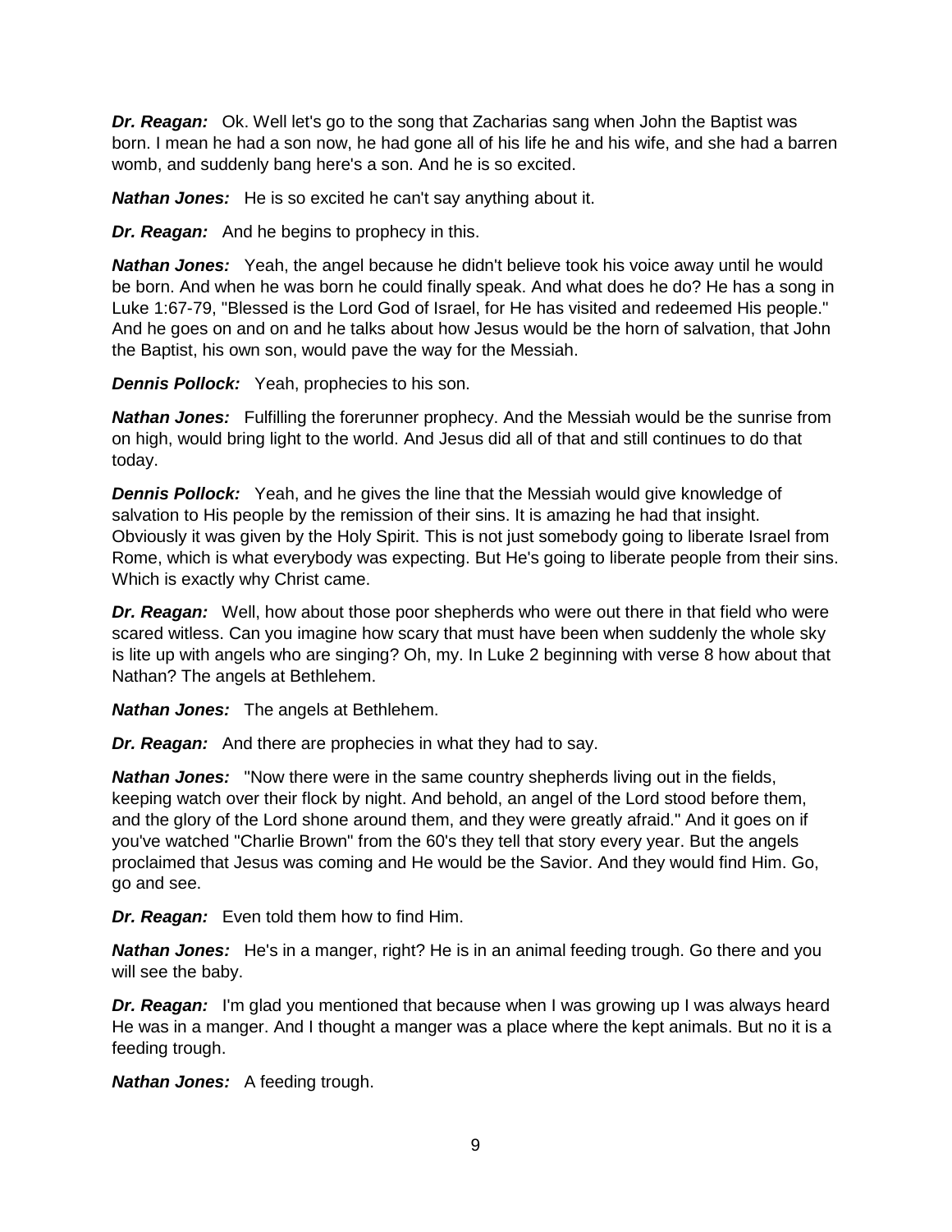***Dr. Reagan:*** Ok. Well let's go to the song that Zacharias sang when John the Baptist was born. I mean he had a son now, he had gone all of his life he and his wife, and she had a barren womb, and suddenly bang here's a son. And he is so excited.

***Nathan Jones:*** He is so excited he can't say anything about it.

***Dr. Reagan:*** And he begins to prophecy in this.

***Nathan Jones:*** Yeah, the angel because he didn't believe took his voice away until he would be born. And when he was born he could finally speak. And what does he do? He has a song in Luke 1:67-79, "Blessed is the Lord God of Israel, for He has visited and redeemed His people." And he goes on and on and he talks about how Jesus would be the horn of salvation, that John the Baptist, his own son, would pave the way for the Messiah.

***Dennis Pollock:*** Yeah, prophecies to his son.

***Nathan Jones:*** Fulfilling the forerunner prophecy. And the Messiah would be the sunrise from on high, would bring light to the world. And Jesus did all of that and still continues to do that today.

***Dennis Pollock:*** Yeah, and he gives the line that the Messiah would give knowledge of salvation to His people by the remission of their sins. It is amazing he had that insight. Obviously it was given by the Holy Spirit. This is not just somebody going to liberate Israel from Rome, which is what everybody was expecting. But He's going to liberate people from their sins. Which is exactly why Christ came.

***Dr. Reagan:*** Well, how about those poor shepherds who were out there in that field who were scared witless. Can you imagine how scary that must have been when suddenly the whole sky is lite up with angels who are singing? Oh, my. In Luke 2 beginning with verse 8 how about that Nathan? The angels at Bethlehem.

***Nathan Jones:*** The angels at Bethlehem.

***Dr. Reagan:*** And there are prophecies in what they had to say.

***Nathan Jones:*** "Now there were in the same country shepherds living out in the fields, keeping watch over their flock by night. And behold, an angel of the Lord stood before them, and the glory of the Lord shone around them, and they were greatly afraid." And it goes on if you've watched "Charlie Brown" from the 60's they tell that story every year. But the angels proclaimed that Jesus was coming and He would be the Savior. And they would find Him. Go, go and see.

***Dr. Reagan:*** Even told them how to find Him.

***Nathan Jones:*** He's in a manger, right? He is in an animal feeding trough. Go there and you will see the baby.

***Dr. Reagan:*** I'm glad you mentioned that because when I was growing up I was always heard He was in a manger. And I thought a manger was a place where the kept animals. But no it is a feeding trough.

***Nathan Jones:*** A feeding trough.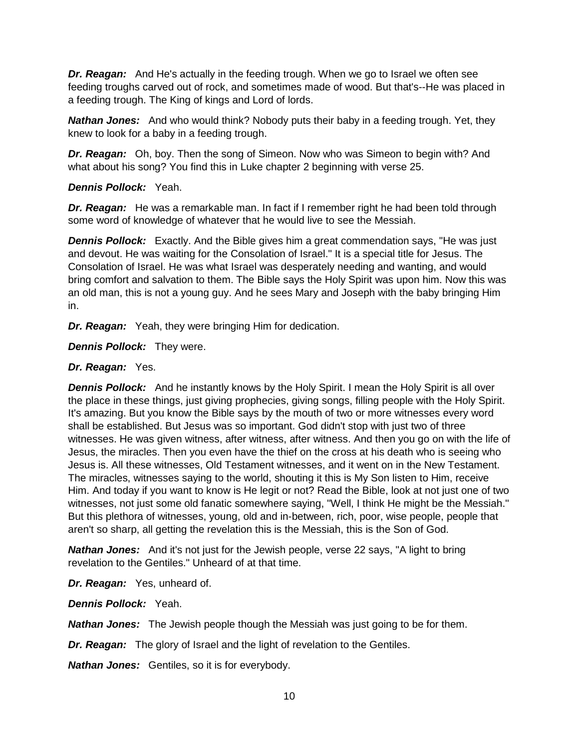***Dr. Reagan:*** And He's actually in the feeding trough. When we go to Israel we often see feeding troughs carved out of rock, and sometimes made of wood. But that's--He was placed in a feeding trough. The King of kings and Lord of lords.

***Nathan Jones:*** And who would think? Nobody puts their baby in a feeding trough. Yet, they knew to look for a baby in a feeding trough.

***Dr. Reagan:*** Oh, boy. Then the song of Simeon. Now who was Simeon to begin with? And what about his song? You find this in Luke chapter 2 beginning with verse 25.

***Dennis Pollock:*** Yeah.

***Dr. Reagan:*** He was a remarkable man. In fact if I remember right he had been told through some word of knowledge of whatever that he would live to see the Messiah.

***Dennis Pollock:*** Exactly. And the Bible gives him a great commendation says, "He was just and devout. He was waiting for the Consolation of Israel." It is a special title for Jesus. The Consolation of Israel. He was what Israel was desperately needing and wanting, and would bring comfort and salvation to them. The Bible says the Holy Spirit was upon him. Now this was an old man, this is not a young guy. And he sees Mary and Joseph with the baby bringing Him in.

***Dr. Reagan:*** Yeah, they were bringing Him for dedication.

***Dennis Pollock:*** They were.

***Dr. Reagan:*** Yes.

***Dennis Pollock:*** And he instantly knows by the Holy Spirit. I mean the Holy Spirit is all over the place in these things, just giving prophecies, giving songs, filling people with the Holy Spirit. It's amazing. But you know the Bible says by the mouth of two or more witnesses every word shall be established. But Jesus was so important. God didn't stop with just two of three witnesses. He was given witness, after witness, after witness. And then you go on with the life of Jesus, the miracles. Then you even have the thief on the cross at his death who is seeing who Jesus is. All these witnesses, Old Testament witnesses, and it went on in the New Testament. The miracles, witnesses saying to the world, shouting it this is My Son listen to Him, receive Him. And today if you want to know is He legit or not? Read the Bible, look at not just one of two witnesses, not just some old fanatic somewhere saying, "Well, I think He might be the Messiah." But this plethora of witnesses, young, old and in-between, rich, poor, wise people, people that aren't so sharp, all getting the revelation this is the Messiah, this is the Son of God.

***Nathan Jones:*** And it's not just for the Jewish people, verse 22 says, "A light to bring revelation to the Gentiles." Unheard of at that time.

***Dr. Reagan:*** Yes, unheard of.

***Dennis Pollock:*** Yeah.

***Nathan Jones:*** The Jewish people though the Messiah was just going to be for them.

***Dr. Reagan:*** The glory of Israel and the light of revelation to the Gentiles.

***Nathan Jones:*** Gentiles, so it is for everybody.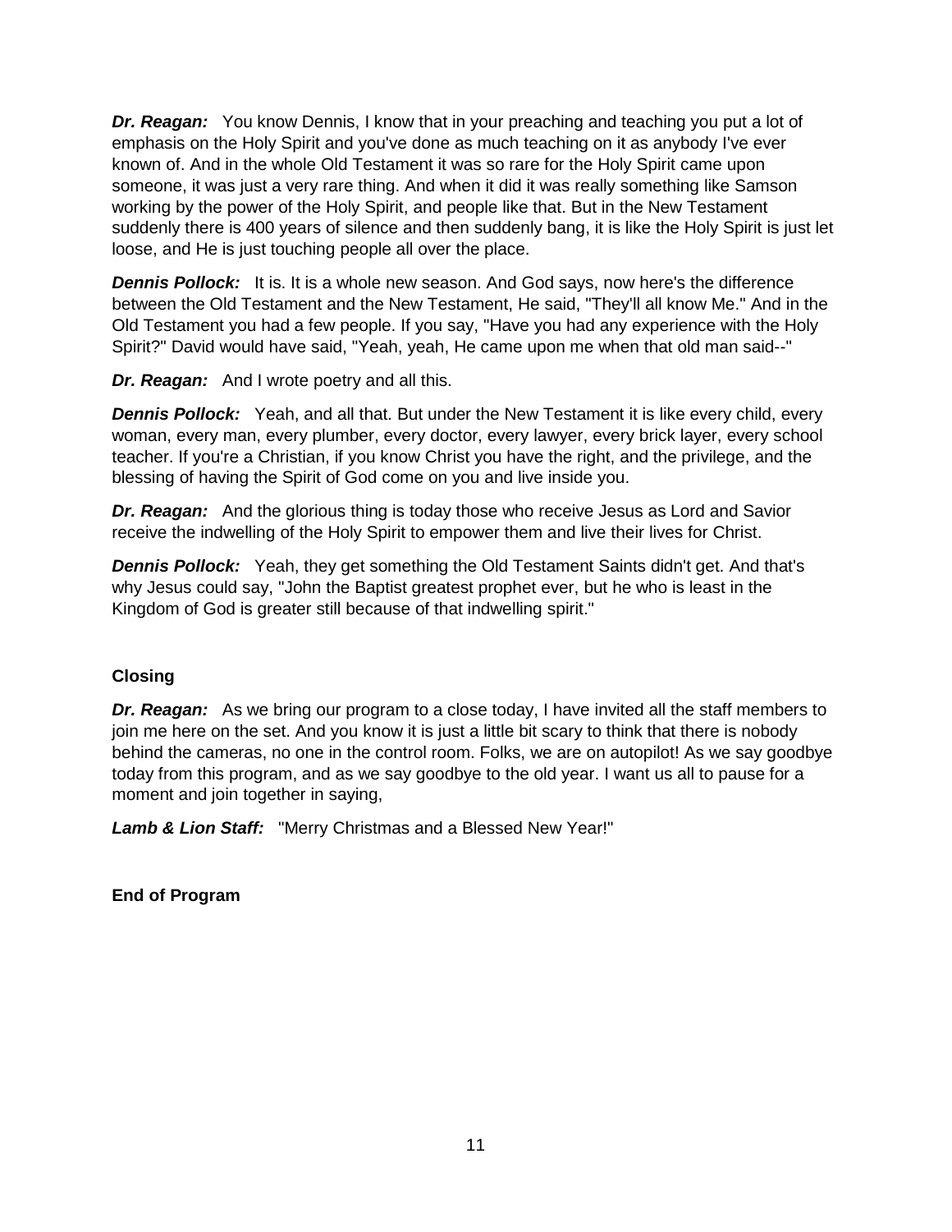***Dr. Reagan:*** You know Dennis, I know that in your preaching and teaching you put a lot of emphasis on the Holy Spirit and you've done as much teaching on it as anybody I've ever known of. And in the whole Old Testament it was so rare for the Holy Spirit came upon someone, it was just a very rare thing. And when it did it was really something like Samson working by the power of the Holy Spirit, and people like that. But in the New Testament suddenly there is 400 years of silence and then suddenly bang, it is like the Holy Spirit is just let loose, and He is just touching people all over the place.

***Dennis Pollock:*** It is. It is a whole new season. And God says, now here's the difference between the Old Testament and the New Testament, He said, "They'll all know Me." And in the Old Testament you had a few people. If you say, "Have you had any experience with the Holy Spirit?" David would have said, "Yeah, yeah, He came upon me when that old man said--"

***Dr. Reagan:*** And I wrote poetry and all this.

***Dennis Pollock:*** Yeah, and all that. But under the New Testament it is like every child, every woman, every man, every plumber, every doctor, every lawyer, every brick layer, every school teacher. If you're a Christian, if you know Christ you have the right, and the privilege, and the blessing of having the Spirit of God come on you and live inside you.

***Dr. Reagan:*** And the glorious thing is today those who receive Jesus as Lord and Savior receive the indwelling of the Holy Spirit to empower them and live their lives for Christ.

***Dennis Pollock:*** Yeah, they get something the Old Testament Saints didn't get. And that's why Jesus could say, "John the Baptist greatest prophet ever, but he who is least in the Kingdom of God is greater still because of that indwelling spirit."

**Closing**

***Dr. Reagan:*** As we bring our program to a close today, I have invited all the staff members to join me here on the set. And you know it is just a little bit scary to think that there is nobody behind the cameras, no one in the control room. Folks, we are on autopilot! As we say goodbye today from this program, and as we say goodbye to the old year. I want us all to pause for a moment and join together in saying,

***Lamb & Lion Staff:*** "Merry Christmas and a Blessed New Year!"

**End of Program**